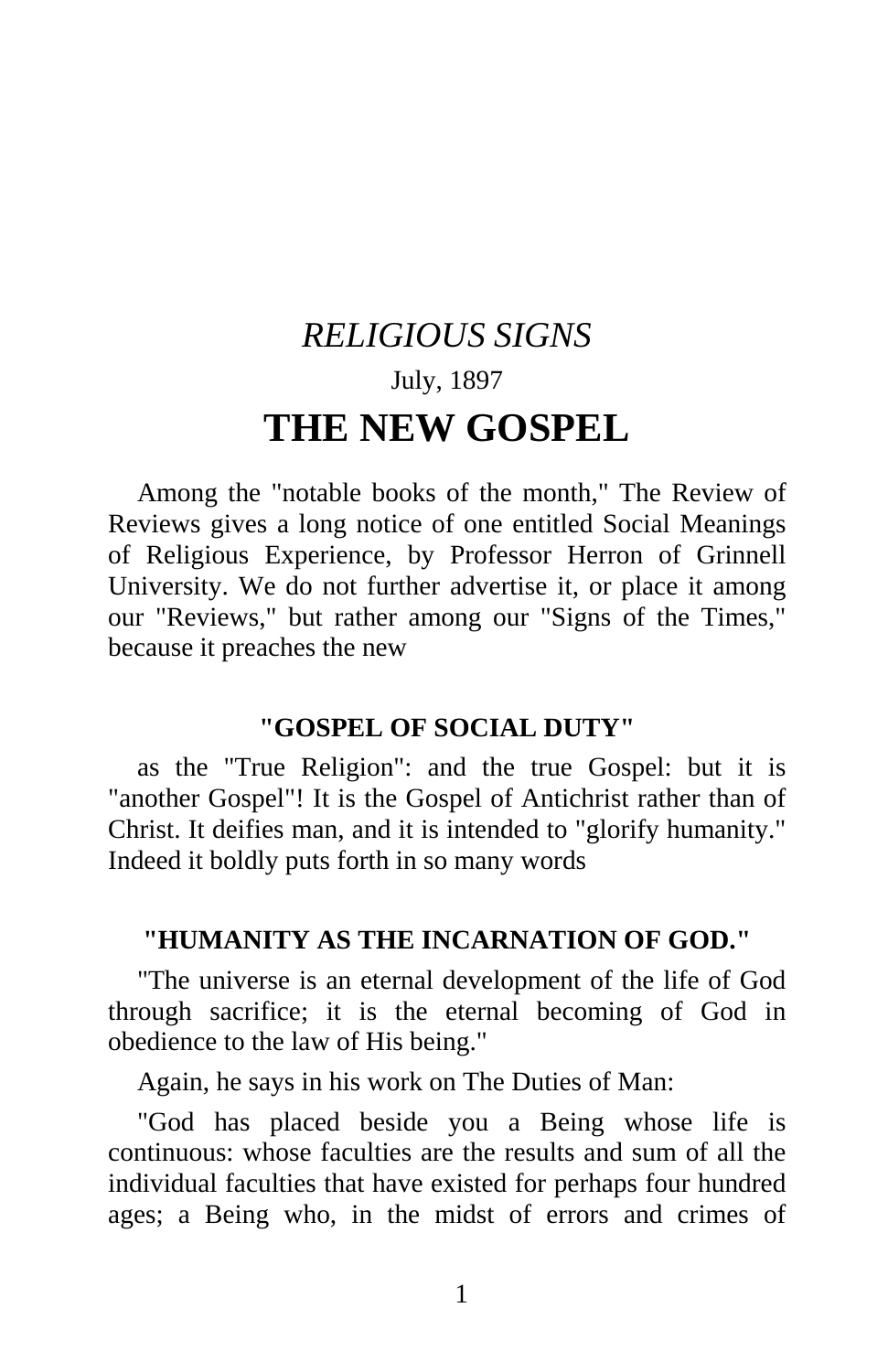*RELIGIOUS SIGNS*

July, 1897

# THE NEW GOSPEL

Among the "notable books of the month," The Review of Reviews gives a long notice of one entitled Social Meanings of Religious Experience, by Professor Herron of Grinnell University. We do not further advertise it, or place it among our "Reviews," but rather among our "Signs of the Times," because it preaches the new

### "GOSPEL OF SOCIAL DUTY"

as the "True Religion": and the true Gospel: but it is "another Gospel"! It is the Gospel of Antichrist rather than of Christ. It deifies man, and it is intended to "glorify humanity." Indeed it boldly puts forth in so many words

### "HUMANITY AS THE INCARNATION OF GOD."

"The universe is an eternal development of the life of God through sacrifice; it is the eternal becoming of God in obedience to the law of His being."

Again, he says in his work on The Duties of Man:

"God has placed beside you a Being whose life is continuous: whose faculties are the results and sum of all the individual faculties that have existed for perhaps four hundred ages; a Being who, in the midst of errors and crimes of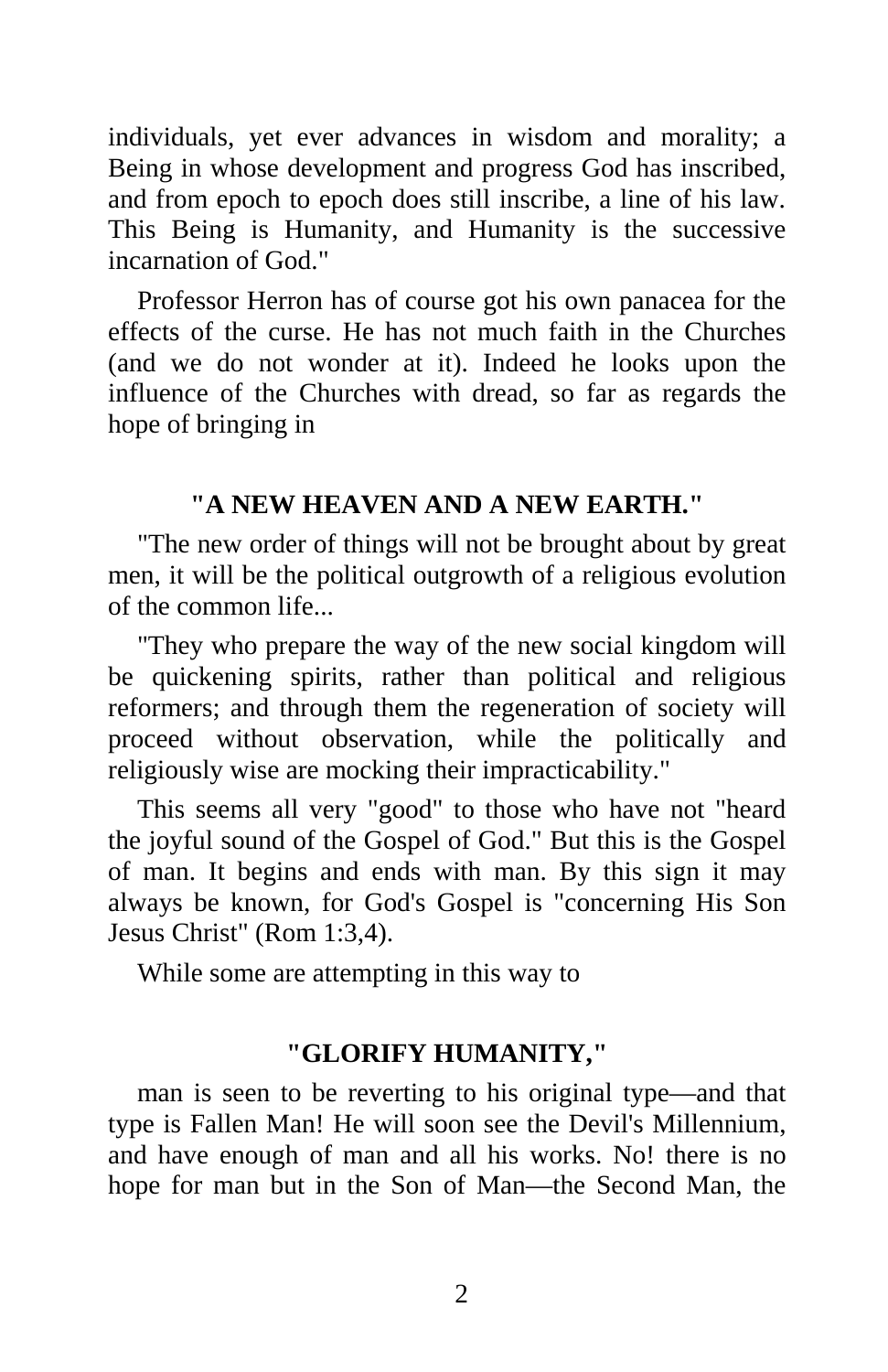individuals, yet ever advances in wisdom and morality; a Being in whose development and progress God has inscribed, and from epoch to epoch does still inscribe, a line of his law. This Being is Humanity, and Humanity is the successive incarnation of God."

Professor Herron has of course got his own panacea for the effects of the curse. He has not much faith in the Churches (and we do not wonder at it). Indeed he looks upon the influence of the Churches with dread, so far as regards the hope of bringing in

### "A NEW HEAVEN AND A NEW EARTH."

"The new order of things will not be brought about by great men, it will be the political outgrowth of a religious evolution of the common life...

"They who prepare the way of the new social kingdom will be quickening spirits, rather than political and religious reformers; and through them the regeneration of society will proceed without observation, while the politically and religiously wise are mocking their impracticability."

This seems all very "good" to those who have not "heard the joyful sound of the Gospel of God." But this is the Gospel of man. It begins and ends with man. By this sign it may always be known, for God's Gospel is "concerning His Son Jesus Christ" (Rom 1:3,4).

While some are attempting in this way to

### "GLORIFY HUMANITY,"

man is seen to be reverting to his original type—and that type is Fallen Man! He will soon see the Devil's Millennium, and have enough of man and all his works. No! there is no hope for man but in the Son of Man—the Second Man, the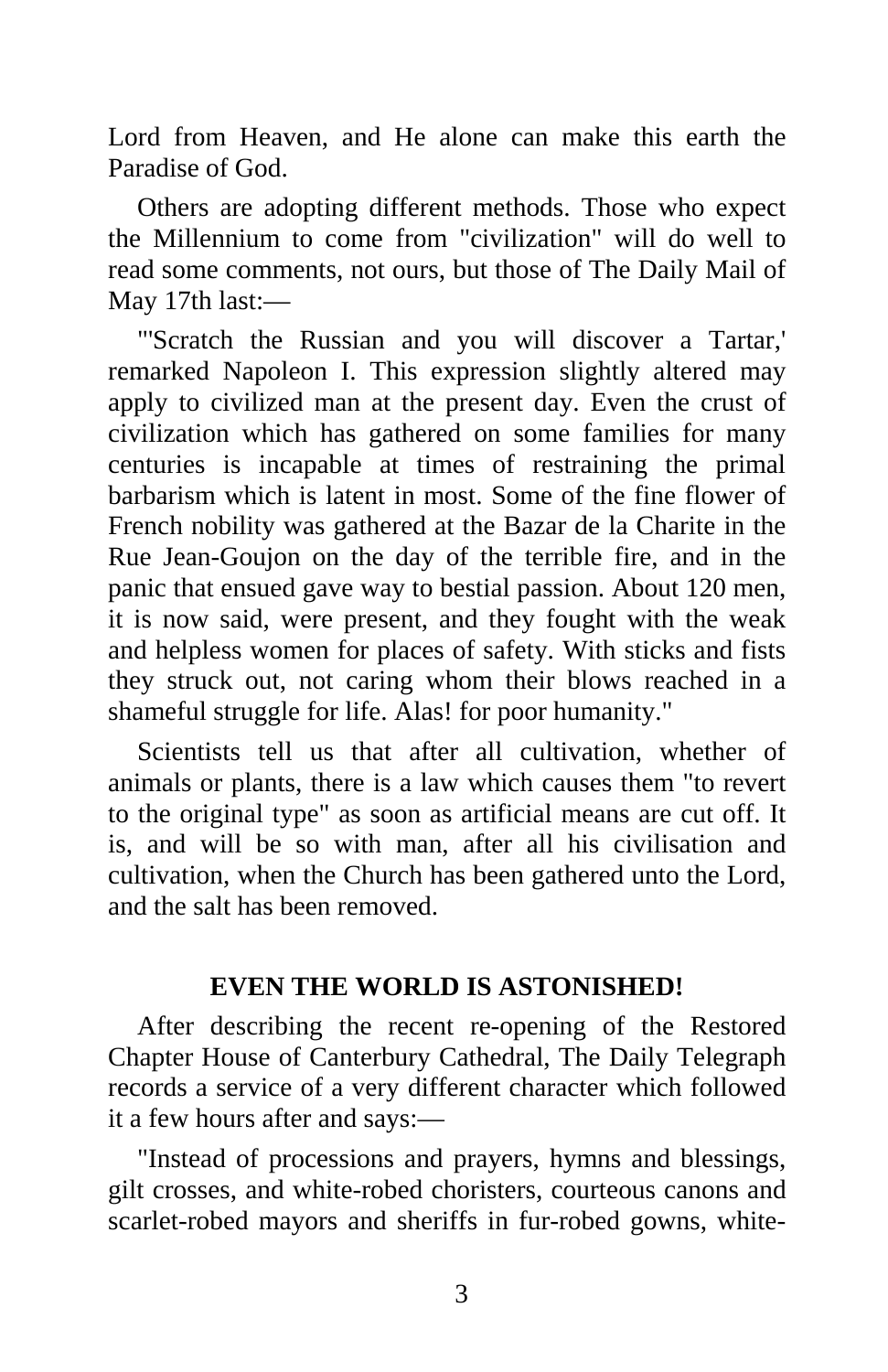Lord from Heaven, and He alone can make this earth the Paradise of God.

Others are adopting different methods. Those who expect the Millennium to come from "civilization" will do well to read some comments, not ours, but those of The Daily Mail of May 17th last:—

"'Scratch the Russian and you will discover a Tartar,' remarked Napoleon I. This expression slightly altered may apply to civilized man at the present day. Even the crust of civilization which has gathered on some families for many centuries is incapable at times of restraining the primal barbarism which is latent in most. Some of the fine flower of French nobility was gathered at the Bazar de la Charite in the Rue Jean-Goujon on the day of the terrible fire, and in the panic that ensued gave way to bestial passion. About 120 men, it is now said, were present, and they fought with the weak and helpless women for places of safety. With sticks and fists they struck out, not caring whom their blows reached in a shameful struggle for life. Alas! for poor humanity."

Scientists tell us that after all cultivation, whether of animals or plants, there is a law which causes them "to revert to the original type" as soon as artificial means are cut off. It is, and will be so with man, after all his civilisation and cultivation, when the Church has been gathered unto the Lord, and the salt has been removed.

## EVEN THE WORLD IS ASTONISHED!

After describing the recent re-opening of the Restored Chapter House of Canterbury Cathedral, The Daily Telegraph records a service of a very different character which followed it a few hours after and says:—

"Instead of processions and prayers, hymns and blessings, gilt crosses, and white-robed choristers, courteous canons and scarlet-robed mayors and sheriffs in fur-robed gowns, white-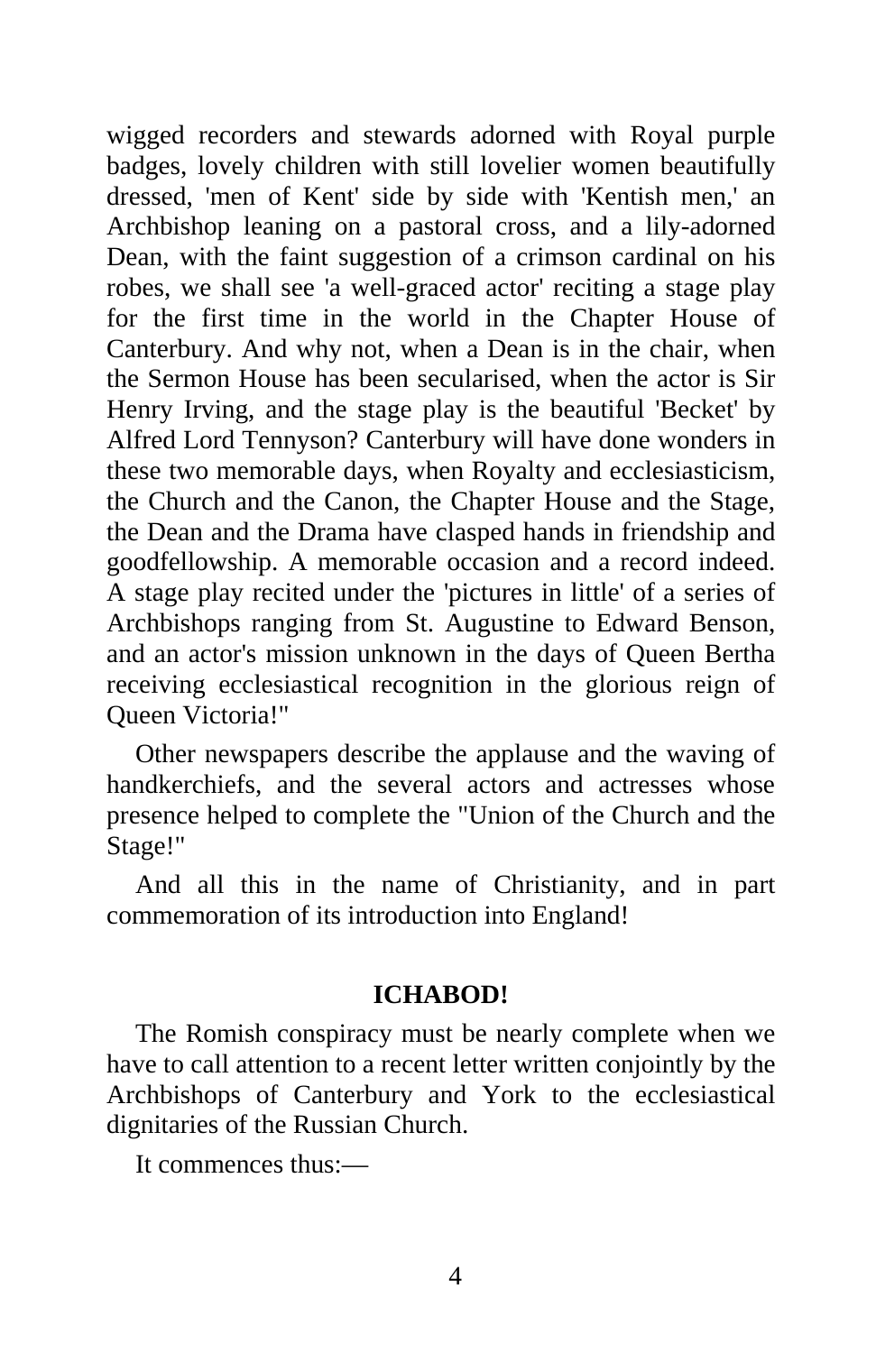wigged recorders and stewards adorned with Royal purple badges, lovely children with still lovelier women beautifully dressed, 'men of Kent' side by side with 'Kentish men,' an Archbishop leaning on a pastoral cross, and a lily-adorned Dean, with the faint suggestion of a crimson cardinal on his robes, we shall see 'a well-graced actor' reciting a stage play for the first time in the world in the Chapter House of Canterbury. And why not, when a Dean is in the chair, when the Sermon House has been secularised, when the actor is Sir Henry Irving, and the stage play is the beautiful 'Becket' by Alfred Lord Tennyson? Canterbury will have done wonders in these two memorable days, when Royalty and ecclesiasticism, the Church and the Canon, the Chapter House and the Stage, the Dean and the Drama have clasped hands in friendship and goodfellowship. A memorable occasion and a record indeed. A stage play recited under the 'pictures in little' of a series of Archbishops ranging from St. Augustine to Edward Benson, and an actor's mission unknown in the days of Queen Bertha receiving ecclesiastical recognition in the glorious reign of Queen Victoria!"

Other newspapers describe the applause and the waving of handkerchiefs, and the several actors and actresses whose presence helped to complete the "Union of the Church and the Stage!"

And all this in the name of Christianity, and in part commemoration of its introduction into England!

## ICHABOD!

The Romish conspiracy must be nearly complete when we have to call attention to a recent letter written conjointly by the Archbishops of Canterbury and York to the ecclesiastical dignitaries of the Russian Church.

It commences thus:—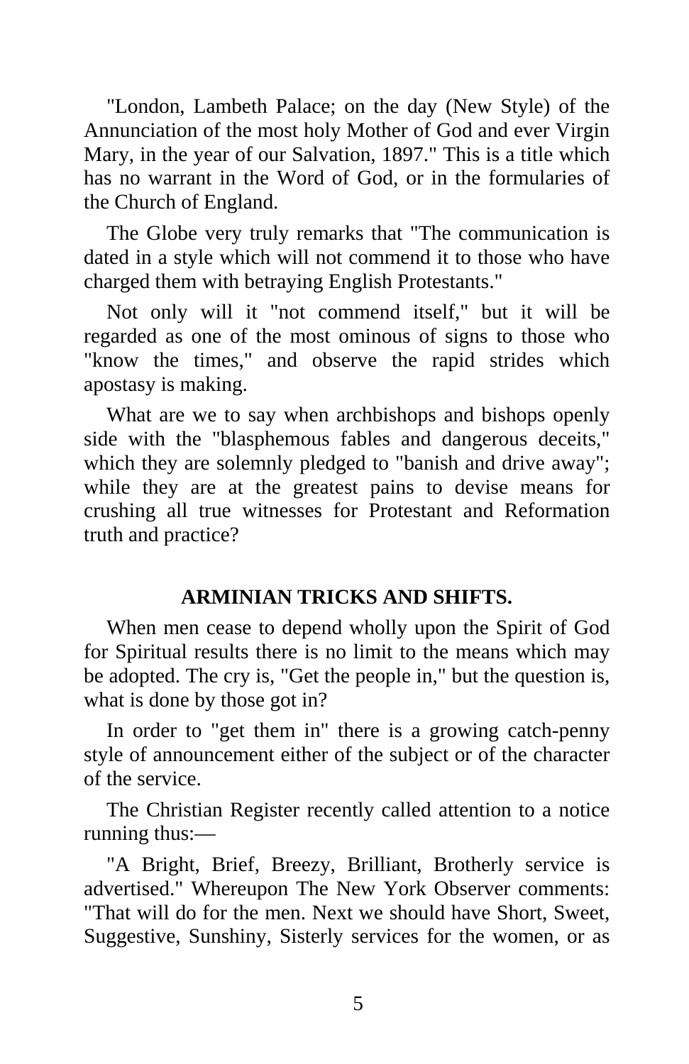"London, Lambeth Palace; on the day (New Style) of the Annunciation of the most holy Mother of God and ever Virgin Mary, in the year of our Salvation, 1897." This is a title which has no warrant in the Word of God, or in the formularies of the Church of England.

The Globe very truly remarks that "The communication is dated in a style which will not commend it to those who have charged them with betraying English Protestants."

Not only will it "not commend itself," but it will be regarded as one of the most ominous of signs to those who "know the times," and observe the rapid strides which apostasy is making.

What are we to say when archbishops and bishops openly side with the "blasphemous fables and dangerous deceits," which they are solemnly pledged to "banish and drive away"; while they are at the greatest pains to devise means for crushing all true witnesses for Protestant and Reformation truth and practice?

## ARMINIAN TRICKS AND SHIFTS.

When men cease to depend wholly upon the Spirit of God for Spiritual results there is no limit to the means which may be adopted. The cry is, "Get the people in," but the question is, what is done by those got in?

In order to "get them in" there is a growing catch-penny style of announcement either of the subject or of the character of the service.

The Christian Register recently called attention to a notice running thus:—

"A Bright, Brief, Breezy, Brilliant, Brotherly service is advertised." Whereupon The New York Observer comments: "That will do for the men. Next we should have Short, Sweet, Suggestive, Sunshiny, Sisterly services for the women, or as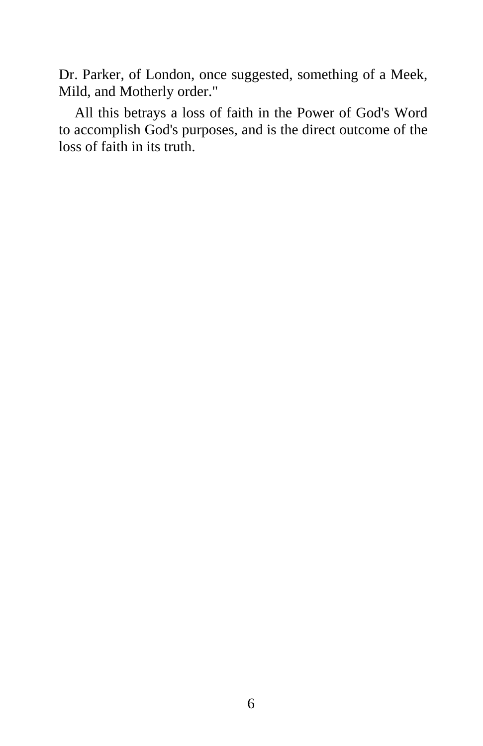Dr. Parker, of London, once suggested, something of a Meek, Mild, and Motherly order."

All this betrays a loss of faith in the Power of God's Word to accomplish God's purposes, and is the direct outcome of the loss of faith in its truth.